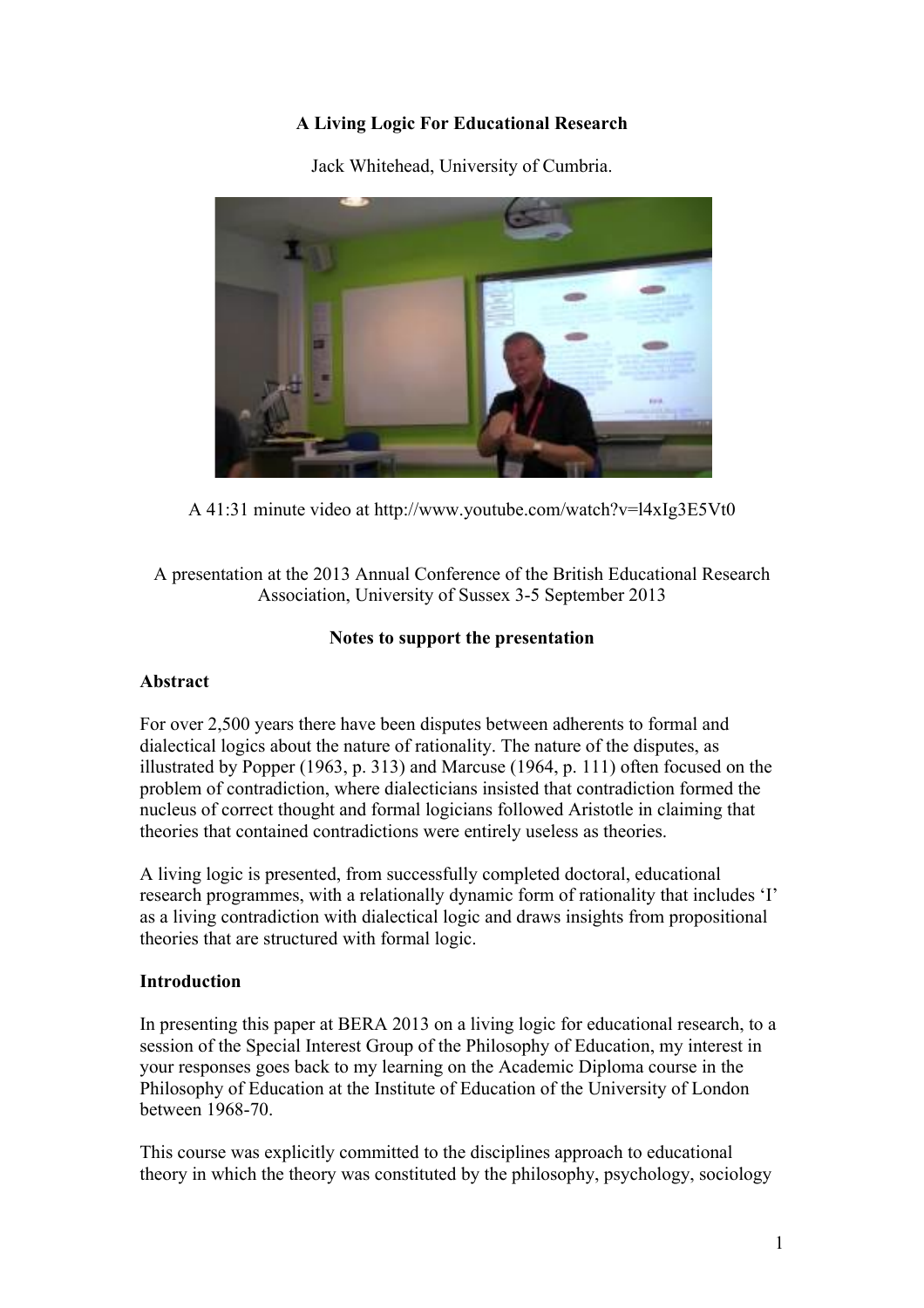**A Living Logic For Educational Research**

Jack Whitehead, University of Cumbria.

A 41:31 minute video at http://www.youtube.com/watch?v=l4xIg3E5Vt0

A presentation at the 2013 Annual Conference of the British Educational Research Association, University of Sussex 3-5 September 2013

**Notes to support the presentation**

## Abstract

For over 2,500 years there have been disputes between adherents to formal and dialectical logics about the nature of rationality. The nature of the disputes, as illustrated by Popper (1963, p. 313) and Marcuse (1964, p. 111) often focused on the problem of contradiction, where dialecticians insisted that contradiction formed the nucleus of correct thought and formal logicians followed Aristotle in claiming that theories that contained contradictions were entirely useless as theories.

A living logic is presented, from successfully completed doctoral, educational research programmes, with a relationally dynamic form of rationality that includes 'I' as a living contradiction with dialectical logic and draws insights from propositional theories that are structured with formal logic.

## Introduction

In presenting this paper at BERA 2013 on a living logic for educational research, to a session of the Special Interest Group of the Philosophy of Education, my interest in your responses goes back to my learning on the Academic Diploma course in the Philosophy of Education at the Institute of Education of the University of London between 1968-70.

This course was explicitly committed to the disciplines approach to educational theory in which the theory was constituted by the philosophy, psychology, sociology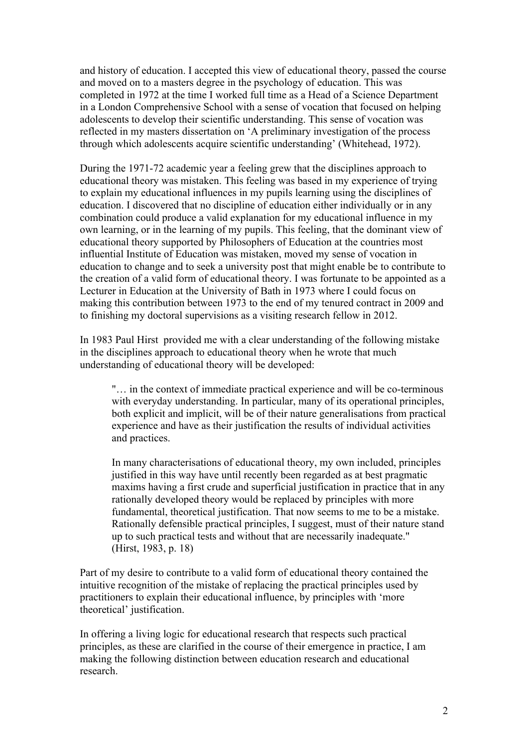and history of education. I accepted this view of educational theory, passed the course and moved on to a masters degree in the psychology of education. This was completed in 1972 at the time I worked full time as a Head of a Science Department in a London Comprehensive School with a sense of vocation that focused on helping adolescents to develop their scientific understanding. This sense of vocation was reflected in my masters dissertation on 'A preliminary investigation of the process through which adolescents acquire scientific understanding' (Whitehead, 1972).

During the 1971-72 academic year a feeling grew that the disciplines approach to educational theory was mistaken. This feeling was based in my experience of trying to explain my educational influences in my pupils learning using the disciplines of education. I discovered that no discipline of education either individually or in any combination could produce a valid explanation for my educational influence in my own learning, or in the learning of my pupils. This feeling, that the dominant view of educational theory supported by Philosophers of Education at the countries most influential Institute of Education was mistaken, moved my sense of vocation in education to change and to seek a university post that might enable be to contribute to the creation of a valid form of educational theory. I was fortunate to be appointed as a Lecturer in Education at the University of Bath in 1973 where I could focus on making this contribution between 1973 to the end of my tenured contract in 2009 and to finishing my doctoral supervisions as a visiting research fellow in 2012.

In 1983 Paul Hirst provided me with a clear understanding of the following mistake in the disciplines approach to educational theory when he wrote that much understanding of educational theory will be developed:

> "… in the context of immediate practical experience and will be co-terminous with everyday understanding. In particular, many of its operational principles, both explicit and implicit, will be of their nature generalisations from practical experience and have as their justification the results of individual activities and practices.
>
> In many characterisations of educational theory, my own included, principles justified in this way have until recently been regarded as at best pragmatic maxims having a first crude and superficial justification in practice that in any rationally developed theory would be replaced by principles with more fundamental, theoretical justification. That now seems to me to be a mistake. Rationally defensible practical principles, I suggest, must of their nature stand up to such practical tests and without that are necessarily inadequate." (Hirst, 1983, p. 18)

Part of my desire to contribute to a valid form of educational theory contained the intuitive recognition of the mistake of replacing the practical principles used by practitioners to explain their educational influence, by principles with 'more theoretical' justification.

In offering a living logic for educational research that respects such practical principles, as these are clarified in the course of their emergence in practice, I am making the following distinction between education research and educational research.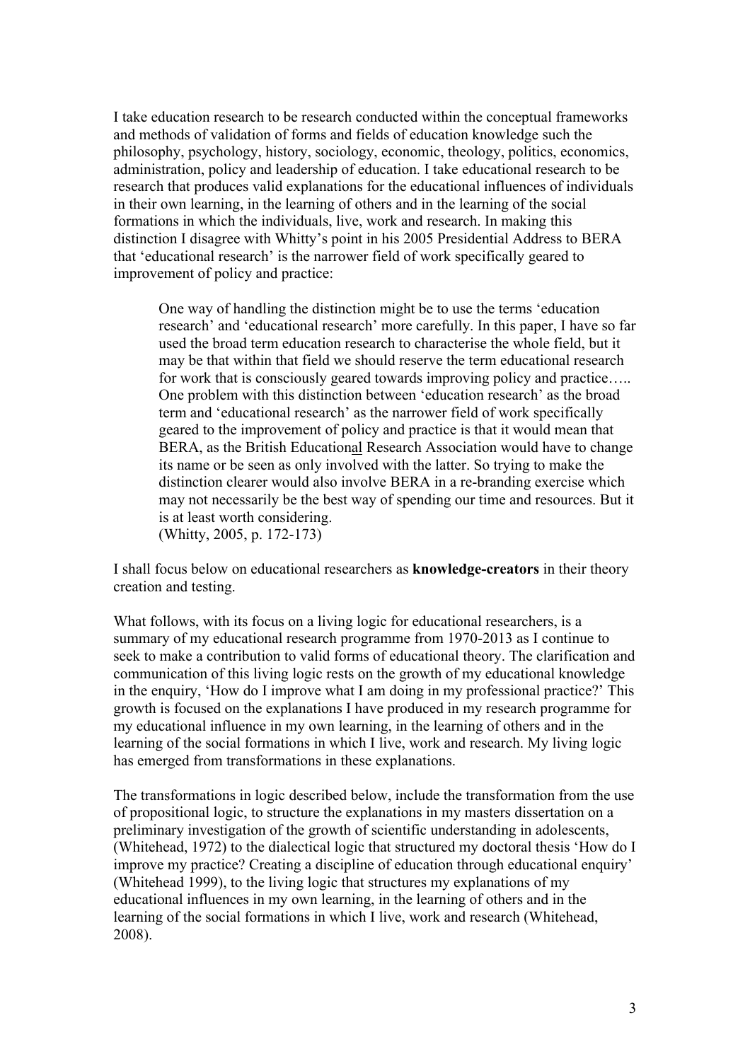I take education research to be research conducted within the conceptual frameworks and methods of validation of forms and fields of education knowledge such the philosophy, psychology, history, sociology, economic, theology, politics, economics, administration, policy and leadership of education. I take educational research to be research that produces valid explanations for the educational influences of individuals in their own learning, in the learning of others and in the learning of the social formations in which the individuals, live, work and research. In making this distinction I disagree with Whitty's point in his 2005 Presidential Address to BERA that 'educational research' is the narrower field of work specifically geared to improvement of policy and practice:

> One way of handling the distinction might be to use the terms 'education research' and 'educational research' more carefully. In this paper, I have so far used the broad term education research to characterise the whole field, but it may be that within that field we should reserve the term educational research for work that is consciously geared towards improving policy and practice….. One problem with this distinction between 'education research' as the broad term and 'educational research' as the narrower field of work specifically geared to the improvement of policy and practice is that it would mean that BERA, as the British Educational Research Association would have to change its name or be seen as only involved with the latter. So trying to make the distinction clearer would also involve BERA in a re-branding exercise which may not necessarily be the best way of spending our time and resources. But it is at least worth considering.
> (Whitty, 2005, p. 172-173)

I shall focus below on educational researchers as **knowledge-creators** in their theory creation and testing.

What follows, with its focus on a living logic for educational researchers, is a summary of my educational research programme from 1970-2013 as I continue to seek to make a contribution to valid forms of educational theory. The clarification and communication of this living logic rests on the growth of my educational knowledge in the enquiry, 'How do I improve what I am doing in my professional practice?' This growth is focused on the explanations I have produced in my research programme for my educational influence in my own learning, in the learning of others and in the learning of the social formations in which I live, work and research. My living logic has emerged from transformations in these explanations.

The transformations in logic described below, include the transformation from the use of propositional logic, to structure the explanations in my masters dissertation on a preliminary investigation of the growth of scientific understanding in adolescents, (Whitehead, 1972) to the dialectical logic that structured my doctoral thesis 'How do I improve my practice? Creating a discipline of education through educational enquiry' (Whitehead 1999), to the living logic that structures my explanations of my educational influences in my own learning, in the learning of others and in the learning of the social formations in which I live, work and research (Whitehead, 2008).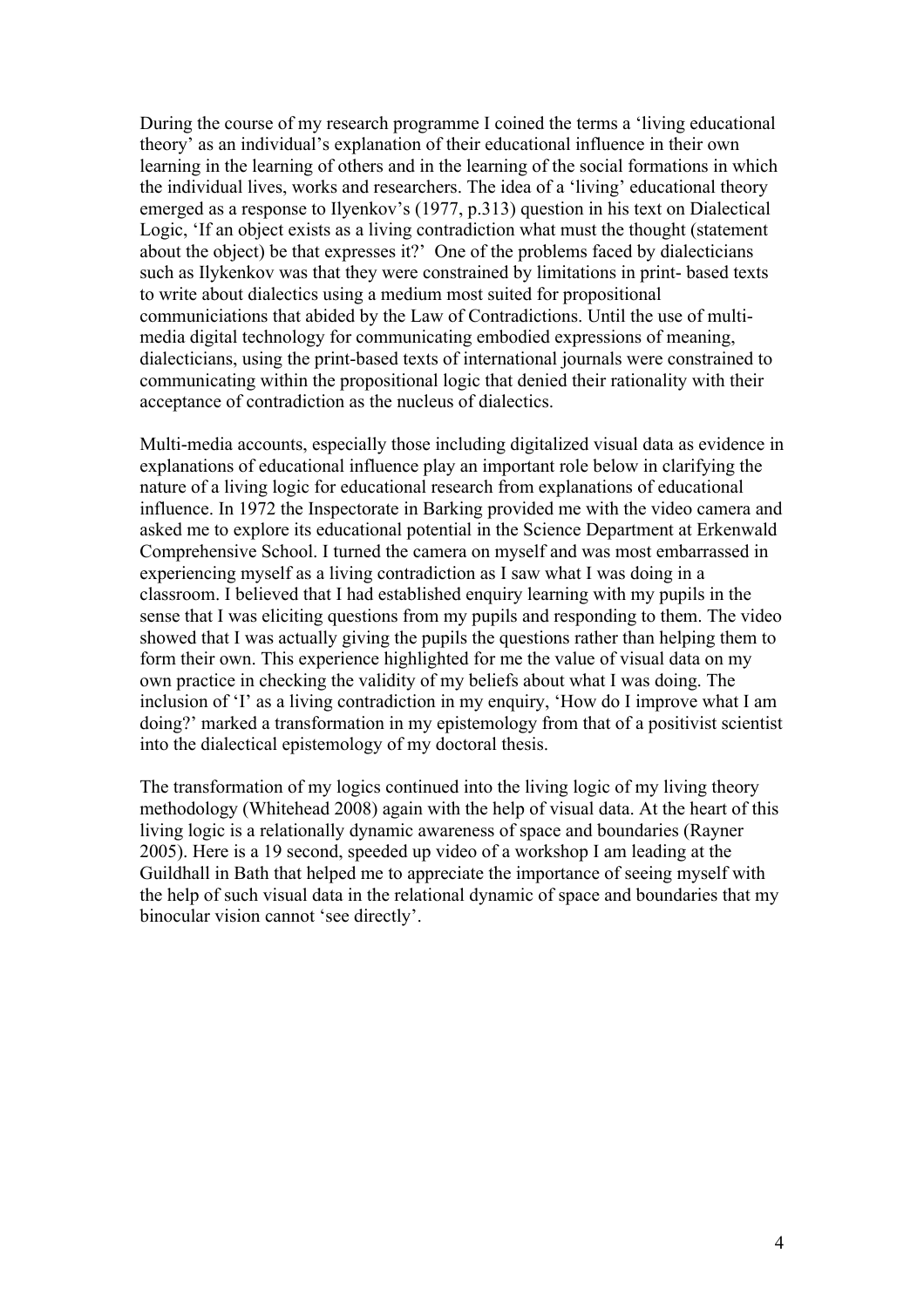During the course of my research programme I coined the terms a 'living educational theory' as an individual's explanation of their educational influence in their own learning in the learning of others and in the learning of the social formations in which the individual lives, works and researchers. The idea of a 'living' educational theory emerged as a response to Ilyenkov's (1977, p.313) question in his text on Dialectical Logic, 'If an object exists as a living contradiction what must the thought (statement about the object) be that expresses it?' One of the problems faced by dialecticians such as Ilykenkov was that they were constrained by limitations in print- based texts to write about dialectics using a medium most suited for propositional communiciations that abided by the Law of Contradictions. Until the use of multi-media digital technology for communicating embodied expressions of meaning, dialecticians, using the print-based texts of international journals were constrained to communicating within the propositional logic that denied their rationality with their acceptance of contradiction as the nucleus of dialectics.

Multi-media accounts, especially those including digitalized visual data as evidence in explanations of educational influence play an important role below in clarifying the nature of a living logic for educational research from explanations of educational influence. In 1972 the Inspectorate in Barking provided me with the video camera and asked me to explore its educational potential in the Science Department at Erkenwald Comprehensive School. I turned the camera on myself and was most embarrassed in experiencing myself as a living contradiction as I saw what I was doing in a classroom. I believed that I had established enquiry learning with my pupils in the sense that I was eliciting questions from my pupils and responding to them. The video showed that I was actually giving the pupils the questions rather than helping them to form their own. This experience highlighted for me the value of visual data on my own practice in checking the validity of my beliefs about what I was doing. The inclusion of 'I' as a living contradiction in my enquiry, 'How do I improve what I am doing?' marked a transformation in my epistemology from that of a positivist scientist into the dialectical epistemology of my doctoral thesis.

The transformation of my logics continued into the living logic of my living theory methodology (Whitehead 2008) again with the help of visual data. At the heart of this living logic is a relationally dynamic awareness of space and boundaries (Rayner 2005). Here is a 19 second, speeded up video of a workshop I am leading at the Guildhall in Bath that helped me to appreciate the importance of seeing myself with the help of such visual data in the relational dynamic of space and boundaries that my binocular vision cannot 'see directly'.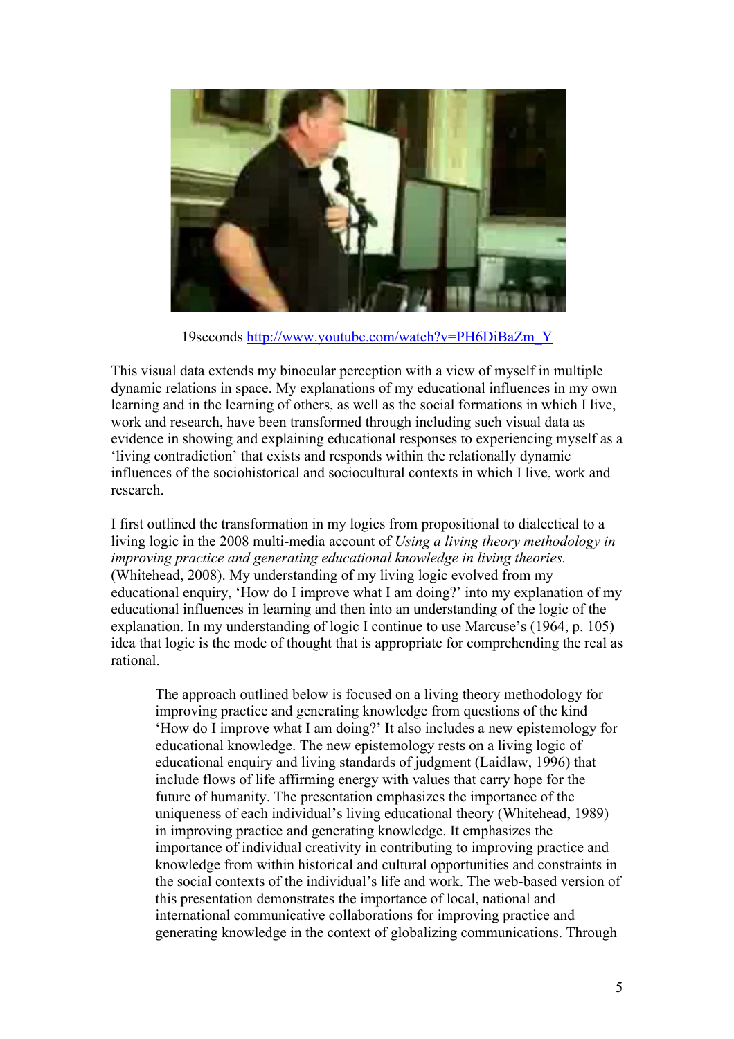19seconds http://www.youtube.com/watch?v=PH6DiBaZm_Y

This visual data extends my binocular perception with a view of myself in multiple dynamic relations in space. My explanations of my educational influences in my own learning and in the learning of others, as well as the social formations in which I live, work and research, have been transformed through including such visual data as evidence in showing and explaining educational responses to experiencing myself as a 'living contradiction' that exists and responds within the relationally dynamic influences of the sociohistorical and sociocultural contexts in which I live, work and research.

I first outlined the transformation in my logics from propositional to dialectical to a living logic in the 2008 multi-media account of *Using a living theory methodology in improving practice and generating educational knowledge in living theories.* (Whitehead, 2008). My understanding of my living logic evolved from my educational enquiry, 'How do I improve what I am doing?' into my explanation of my educational influences in learning and then into an understanding of the logic of the explanation. In my understanding of logic I continue to use Marcuse's (1964, p. 105) idea that logic is the mode of thought that is appropriate for comprehending the real as rational.

> The approach outlined below is focused on a living theory methodology for improving practice and generating knowledge from questions of the kind 'How do I improve what I am doing?' It also includes a new epistemology for educational knowledge. The new epistemology rests on a living logic of educational enquiry and living standards of judgment (Laidlaw, 1996) that include flows of life affirming energy with values that carry hope for the future of humanity. The presentation emphasizes the importance of the uniqueness of each individual's living educational theory (Whitehead, 1989) in improving practice and generating knowledge. It emphasizes the importance of individual creativity in contributing to improving practice and knowledge from within historical and cultural opportunities and constraints in the social contexts of the individual's life and work. The web-based version of this presentation demonstrates the importance of local, national and international communicative collaborations for improving practice and generating knowledge in the context of globalizing communications. Through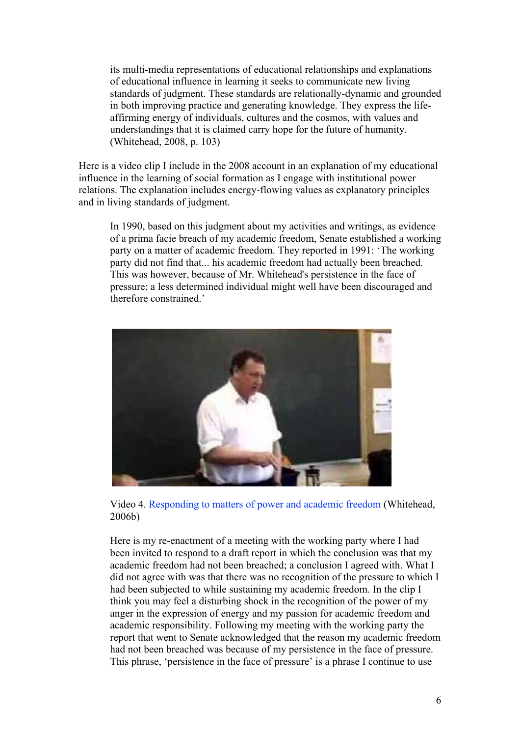> its multi-media representations of educational relationships and explanations of educational influence in learning it seeks to communicate new living standards of judgment. These standards are relationally-dynamic and grounded in both improving practice and generating knowledge. They express the life-affirming energy of individuals, cultures and the cosmos, with values and understandings that it is claimed carry hope for the future of humanity. (Whitehead, 2008, p. 103)

Here is a video clip I include in the 2008 account in an explanation of my educational influence in the learning of social formation as I engage with institutional power relations. The explanation includes energy-flowing values as explanatory principles and in living standards of judgment.

> In 1990, based on this judgment about my activities and writings, as evidence of a prima facie breach of my academic freedom, Senate established a working party on a matter of academic freedom. They reported in 1991: 'The working party did not find that... his academic freedom had actually been breached. This was however, because of Mr. Whitehead's persistence in the face of pressure; a less determined individual might well have been discouraged and therefore constrained.'

> Video 4. Responding to matters of power and academic freedom (Whitehead, 2006b)

> Here is my re-enactment of a meeting with the working party where I had been invited to respond to a draft report in which the conclusion was that my academic freedom had not been breached; a conclusion I agreed with. What I did not agree with was that there was no recognition of the pressure to which I had been subjected to while sustaining my academic freedom. In the clip I think you may feel a disturbing shock in the recognition of the power of my anger in the expression of energy and my passion for academic freedom and academic responsibility. Following my meeting with the working party the report that went to Senate acknowledged that the reason my academic freedom had not been breached was because of my persistence in the face of pressure. This phrase, 'persistence in the face of pressure' is a phrase I continue to use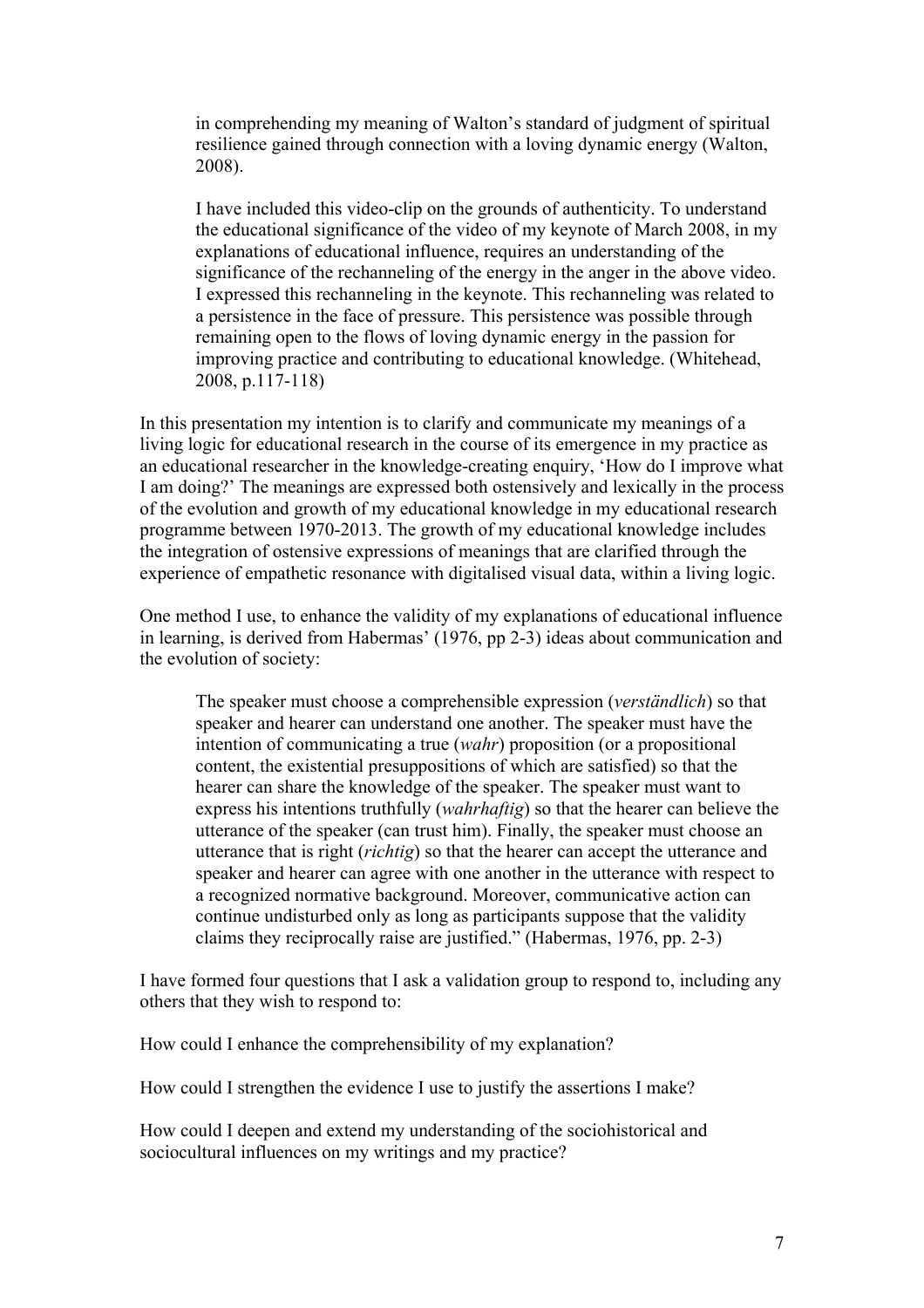> in comprehending my meaning of Walton's standard of judgment of spiritual resilience gained through connection with a loving dynamic energy (Walton, 2008).
>
> I have included this video-clip on the grounds of authenticity. To understand the educational significance of the video of my keynote of March 2008, in my explanations of educational influence, requires an understanding of the significance of the rechanneling of the energy in the anger in the above video. I expressed this rechanneling in the keynote. This rechanneling was related to a persistence in the face of pressure. This persistence was possible through remaining open to the flows of loving dynamic energy in the passion for improving practice and contributing to educational knowledge. (Whitehead, 2008, p.117-118)

In this presentation my intention is to clarify and communicate my meanings of a living logic for educational research in the course of its emergence in my practice as an educational researcher in the knowledge-creating enquiry, 'How do I improve what I am doing?' The meanings are expressed both ostensively and lexically in the process of the evolution and growth of my educational knowledge in my educational research programme between 1970-2013. The growth of my educational knowledge includes the integration of ostensive expressions of meanings that are clarified through the experience of empathetic resonance with digitalised visual data, within a living logic.

One method I use, to enhance the validity of my explanations of educational influence in learning, is derived from Habermas' (1976, pp 2-3) ideas about communication and the evolution of society:

> The speaker must choose a comprehensible expression (*verständlich*) so that speaker and hearer can understand one another. The speaker must have the intention of communicating a true (*wahr*) proposition (or a propositional content, the existential presuppositions of which are satisfied) so that the hearer can share the knowledge of the speaker. The speaker must want to express his intentions truthfully (*wahrhaftig*) so that the hearer can believe the utterance of the speaker (can trust him). Finally, the speaker must choose an utterance that is right (*richtig*) so that the hearer can accept the utterance and speaker and hearer can agree with one another in the utterance with respect to a recognized normative background. Moreover, communicative action can continue undisturbed only as long as participants suppose that the validity claims they reciprocally raise are justified." (Habermas, 1976, pp. 2-3)

I have formed four questions that I ask a validation group to respond to, including any others that they wish to respond to:

How could I enhance the comprehensibility of my explanation?

How could I strengthen the evidence I use to justify the assertions I make?

How could I deepen and extend my understanding of the sociohistorical and sociocultural influences on my writings and my practice?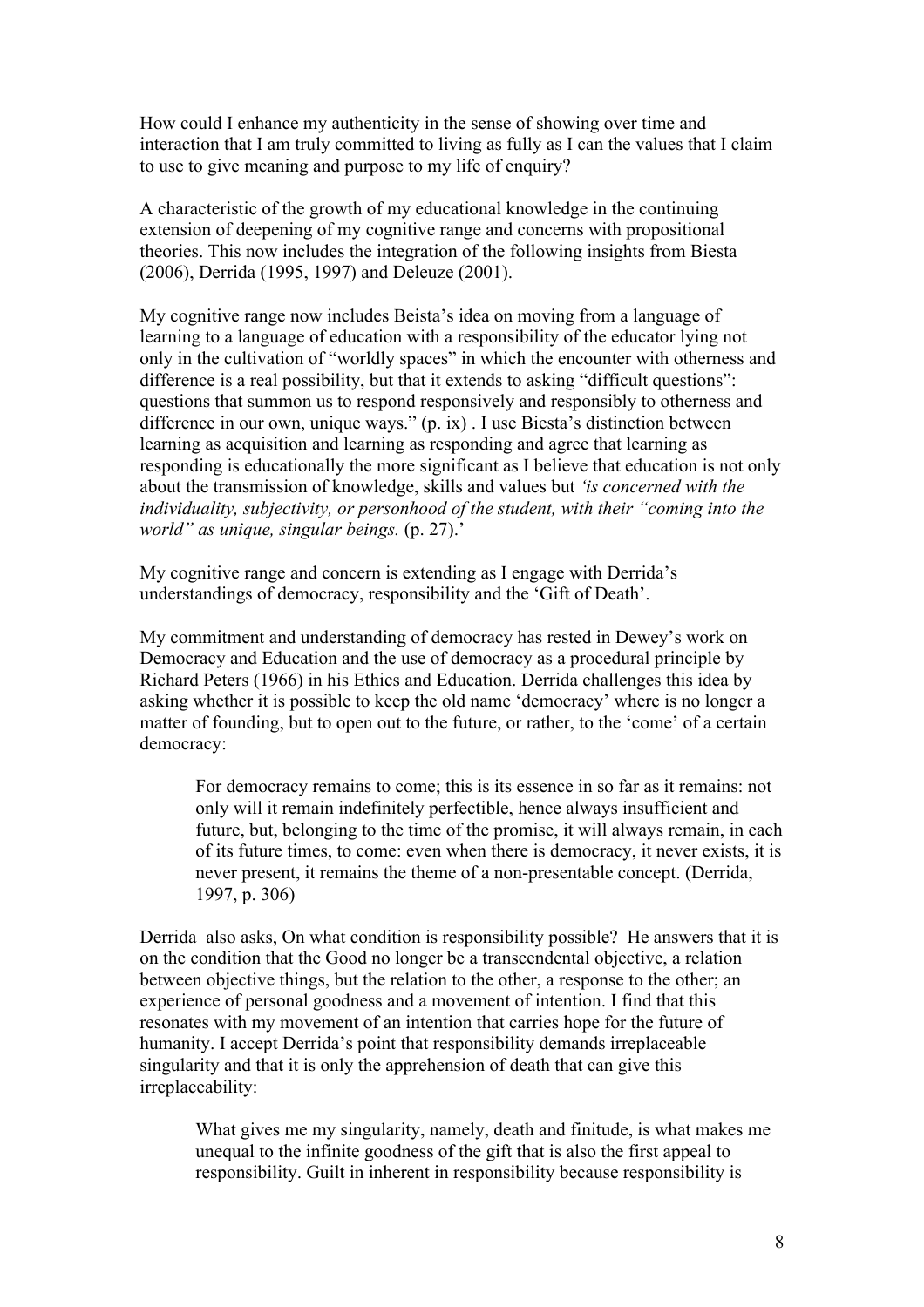How could I enhance my authenticity in the sense of showing over time and interaction that I am truly committed to living as fully as I can the values that I claim to use to give meaning and purpose to my life of enquiry?

A characteristic of the growth of my educational knowledge in the continuing extension of deepening of my cognitive range and concerns with propositional theories. This now includes the integration of the following insights from Biesta (2006), Derrida (1995, 1997) and Deleuze (2001).

My cognitive range now includes Beista's idea on moving from a language of learning to a language of education with a responsibility of the educator lying not only in the cultivation of "worldly spaces" in which the encounter with otherness and difference is a real possibility, but that it extends to asking "difficult questions": questions that summon us to respond responsively and responsibly to otherness and difference in our own, unique ways." (p. ix) . I use Biesta's distinction between learning as acquisition and learning as responding and agree that learning as responding is educationally the more significant as I believe that education is not only about the transmission of knowledge, skills and values but *'is concerned with the individuality, subjectivity, or personhood of the student, with their "coming into the world" as unique, singular beings.* (p. 27).'

My cognitive range and concern is extending as I engage with Derrida's understandings of democracy, responsibility and the 'Gift of Death'.

My commitment and understanding of democracy has rested in Dewey's work on Democracy and Education and the use of democracy as a procedural principle by Richard Peters (1966) in his Ethics and Education. Derrida challenges this idea by asking whether it is possible to keep the old name 'democracy' where is no longer a matter of founding, but to open out to the future, or rather, to the 'come' of a certain democracy:

> For democracy remains to come; this is its essence in so far as it remains: not only will it remain indefinitely perfectible, hence always insufficient and future, but, belonging to the time of the promise, it will always remain, in each of its future times, to come: even when there is democracy, it never exists, it is never present, it remains the theme of a non-presentable concept. (Derrida, 1997, p. 306)

Derrida also asks, On what condition is responsibility possible? He answers that it is on the condition that the Good no longer be a transcendental objective, a relation between objective things, but the relation to the other, a response to the other; an experience of personal goodness and a movement of intention. I find that this resonates with my movement of an intention that carries hope for the future of humanity. I accept Derrida's point that responsibility demands irreplaceable singularity and that it is only the apprehension of death that can give this irreplaceability:

> What gives me my singularity, namely, death and finitude, is what makes me unequal to the infinite goodness of the gift that is also the first appeal to responsibility. Guilt in inherent in responsibility because responsibility is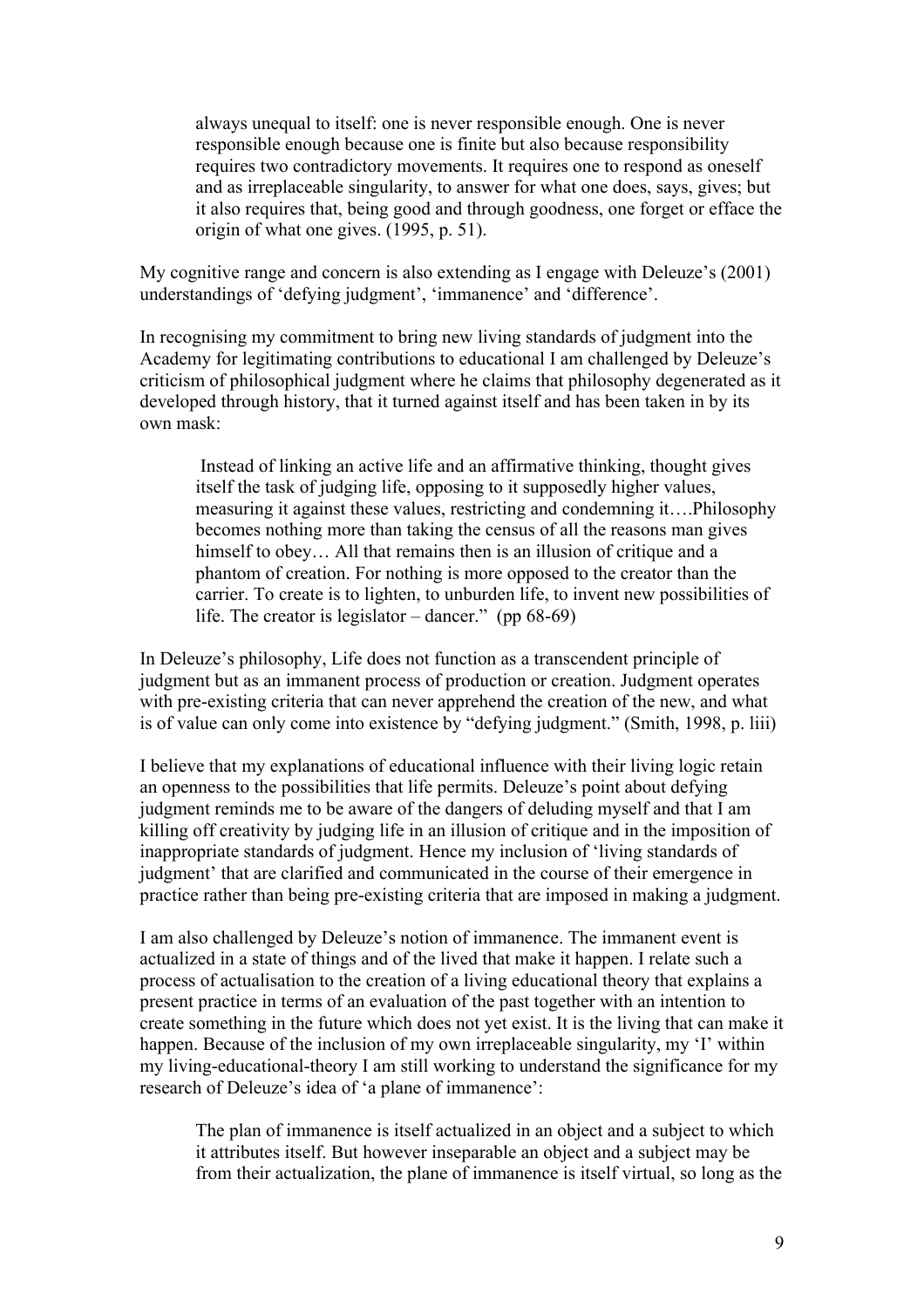> always unequal to itself: one is never responsible enough. One is never responsible enough because one is finite but also because responsibility requires two contradictory movements. It requires one to respond as oneself and as irreplaceable singularity, to answer for what one does, says, gives; but it also requires that, being good and through goodness, one forget or efface the origin of what one gives. (1995, p. 51).

My cognitive range and concern is also extending as I engage with Deleuze's (2001) understandings of 'defying judgment', 'immanence' and 'difference'.

In recognising my commitment to bring new living standards of judgment into the Academy for legitimating contributions to educational I am challenged by Deleuze's criticism of philosophical judgment where he claims that philosophy degenerated as it developed through history, that it turned against itself and has been taken in by its own mask:

> Instead of linking an active life and an affirmative thinking, thought gives itself the task of judging life, opposing to it supposedly higher values, measuring it against these values, restricting and condemning it….Philosophy becomes nothing more than taking the census of all the reasons man gives himself to obey… All that remains then is an illusion of critique and a phantom of creation. For nothing is more opposed to the creator than the carrier. To create is to lighten, to unburden life, to invent new possibilities of life. The creator is legislator – dancer." (pp 68-69)

In Deleuze's philosophy, Life does not function as a transcendent principle of judgment but as an immanent process of production or creation. Judgment operates with pre-existing criteria that can never apprehend the creation of the new, and what is of value can only come into existence by "defying judgment." (Smith, 1998, p. liii)

I believe that my explanations of educational influence with their living logic retain an openness to the possibilities that life permits. Deleuze's point about defying judgment reminds me to be aware of the dangers of deluding myself and that I am killing off creativity by judging life in an illusion of critique and in the imposition of inappropriate standards of judgment. Hence my inclusion of 'living standards of judgment' that are clarified and communicated in the course of their emergence in practice rather than being pre-existing criteria that are imposed in making a judgment.

I am also challenged by Deleuze's notion of immanence. The immanent event is actualized in a state of things and of the lived that make it happen. I relate such a process of actualisation to the creation of a living educational theory that explains a present practice in terms of an evaluation of the past together with an intention to create something in the future which does not yet exist. It is the living that can make it happen. Because of the inclusion of my own irreplaceable singularity, my 'I' within my living-educational-theory I am still working to understand the significance for my research of Deleuze's idea of 'a plane of immanence':

> The plan of immanence is itself actualized in an object and a subject to which it attributes itself. But however inseparable an object and a subject may be from their actualization, the plane of immanence is itself virtual, so long as the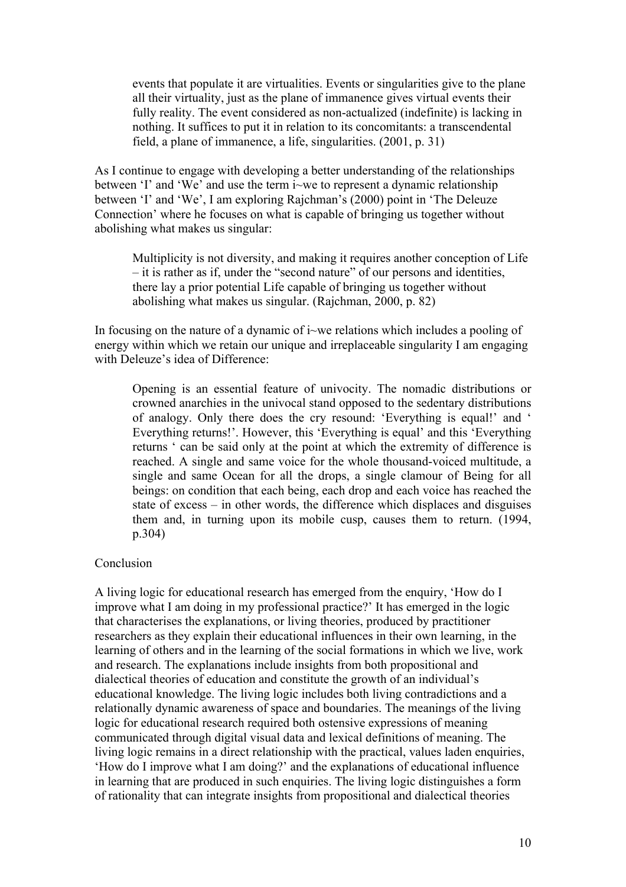> events that populate it are virtualities. Events or singularities give to the plane all their virtuality, just as the plane of immanence gives virtual events their fully reality. The event considered as non-actualized (indefinite) is lacking in nothing. It suffices to put it in relation to its concomitants: a transcendental field, a plane of immanence, a life, singularities. (2001, p. 31)

As I continue to engage with developing a better understanding of the relationships between 'I' and 'We' and use the term i~we to represent a dynamic relationship between 'I' and 'We', I am exploring Rajchman's (2000) point in 'The Deleuze Connection' where he focuses on what is capable of bringing us together without abolishing what makes us singular:

> Multiplicity is not diversity, and making it requires another conception of Life – it is rather as if, under the "second nature" of our persons and identities, there lay a prior potential Life capable of bringing us together without abolishing what makes us singular. (Rajchman, 2000, p. 82)

In focusing on the nature of a dynamic of i~we relations which includes a pooling of energy within which we retain our unique and irreplaceable singularity I am engaging with Deleuze's idea of Difference:

> Opening is an essential feature of univocity. The nomadic distributions or crowned anarchies in the univocal stand opposed to the sedentary distributions of analogy. Only there does the cry resound: 'Everything is equal!' and ' Everything returns!'. However, this 'Everything is equal' and this 'Everything returns ' can be said only at the point at which the extremity of difference is reached. A single and same voice for the whole thousand-voiced multitude, a single and same Ocean for all the drops, a single clamour of Being for all beings: on condition that each being, each drop and each voice has reached the state of excess – in other words, the difference which displaces and disguises them and, in turning upon its mobile cusp, causes them to return. (1994, p.304)

## Conclusion

A living logic for educational research has emerged from the enquiry, 'How do I improve what I am doing in my professional practice?' It has emerged in the logic that characterises the explanations, or living theories, produced by practitioner researchers as they explain their educational influences in their own learning, in the learning of others and in the learning of the social formations in which we live, work and research. The explanations include insights from both propositional and dialectical theories of education and constitute the growth of an individual's educational knowledge. The living logic includes both living contradictions and a relationally dynamic awareness of space and boundaries. The meanings of the living logic for educational research required both ostensive expressions of meaning communicated through digital visual data and lexical definitions of meaning. The living logic remains in a direct relationship with the practical, values laden enquiries, 'How do I improve what I am doing?' and the explanations of educational influence in learning that are produced in such enquiries. The living logic distinguishes a form of rationality that can integrate insights from propositional and dialectical theories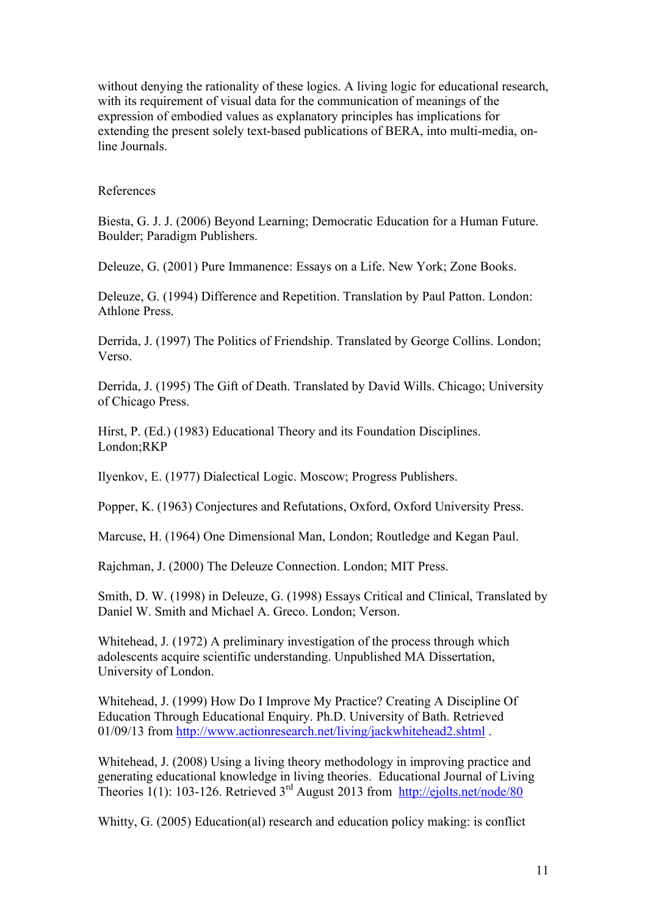without denying the rationality of these logics. A living logic for educational research, with its requirement of visual data for the communication of meanings of the expression of embodied values as explanatory principles has implications for extending the present solely text-based publications of BERA, into multi-media, on-line Journals.

References

Biesta, G. J. J. (2006) Beyond Learning; Democratic Education for a Human Future. Boulder; Paradigm Publishers.

Deleuze, G. (2001) Pure Immanence: Essays on a Life. New York; Zone Books.

Deleuze, G. (1994) Difference and Repetition. Translation by Paul Patton. London: Athlone Press.

Derrida, J. (1997) The Politics of Friendship. Translated by George Collins. London; Verso.

Derrida, J. (1995) The Gift of Death. Translated by David Wills. Chicago; University of Chicago Press.

Hirst, P. (Ed.) (1983) Educational Theory and its Foundation Disciplines. London;RKP

Ilyenkov, E. (1977) Dialectical Logic. Moscow; Progress Publishers.

Popper, K. (1963) Conjectures and Refutations, Oxford, Oxford University Press.

Marcuse, H. (1964) One Dimensional Man, London; Routledge and Kegan Paul.

Rajchman, J. (2000) The Deleuze Connection. London; MIT Press.

Smith, D. W. (1998) in Deleuze, G. (1998) Essays Critical and Clinical, Translated by Daniel W. Smith and Michael A. Greco. London; Verson.

Whitehead, J. (1972) A preliminary investigation of the process through which adolescents acquire scientific understanding. Unpublished MA Dissertation, University of London.

Whitehead, J. (1999) How Do I Improve My Practice? Creating A Discipline Of Education Through Educational Enquiry. Ph.D. University of Bath. Retrieved 01/09/13 from http://www.actionresearch.net/living/jackwhitehead2.shtml .

Whitehead, J. (2008) Using a living theory methodology in improving practice and generating educational knowledge in living theories. Educational Journal of Living Theories 1(1): 103-126. Retrieved 3rd August 2013 from http://ejolts.net/node/80

Whitty, G. (2005) Education(al) research and education policy making: is conflict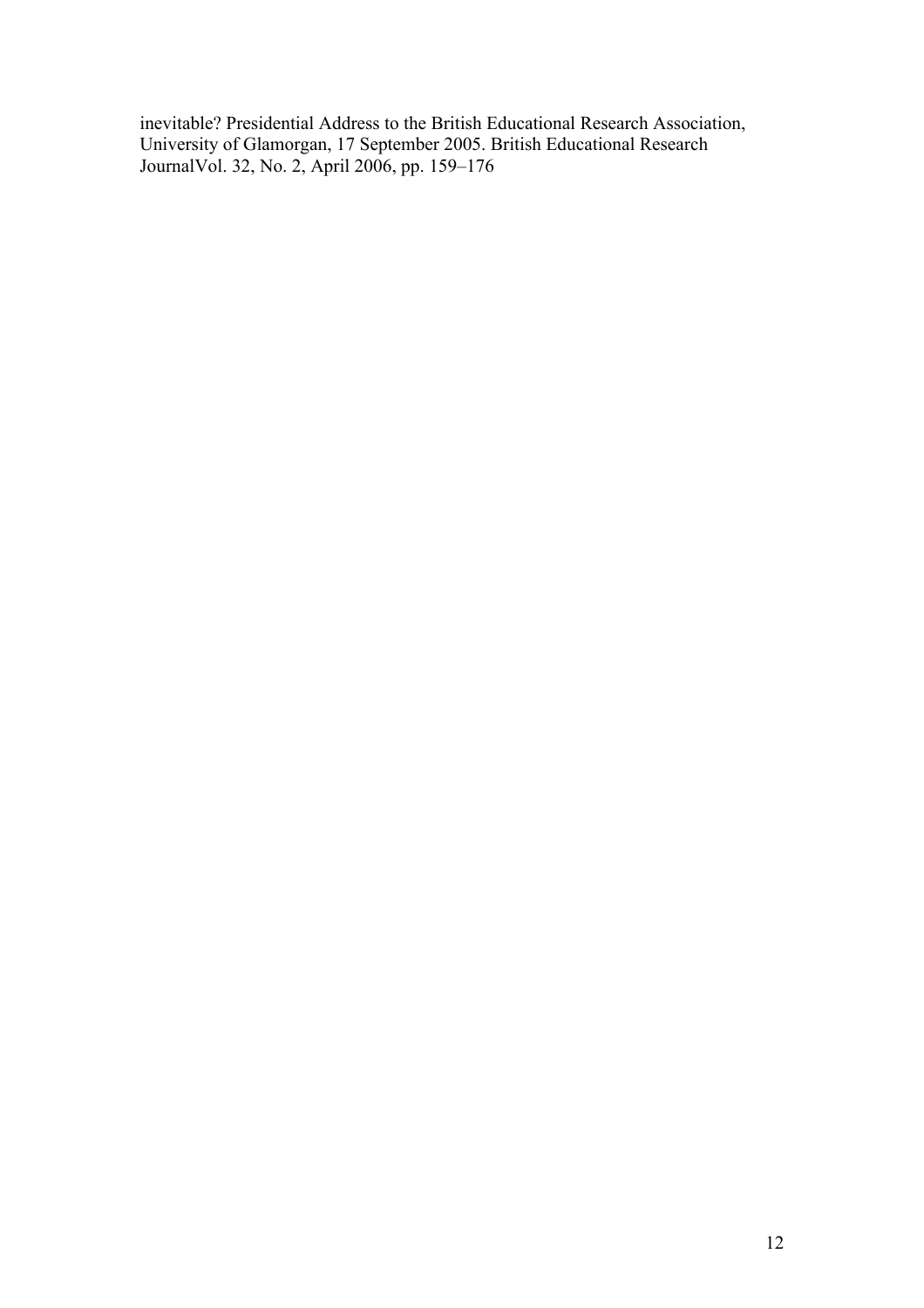inevitable? Presidential Address to the British Educational Research Association, University of Glamorgan, 17 September 2005. British Educational Research JournalVol. 32, No. 2, April 2006, pp. 159–176